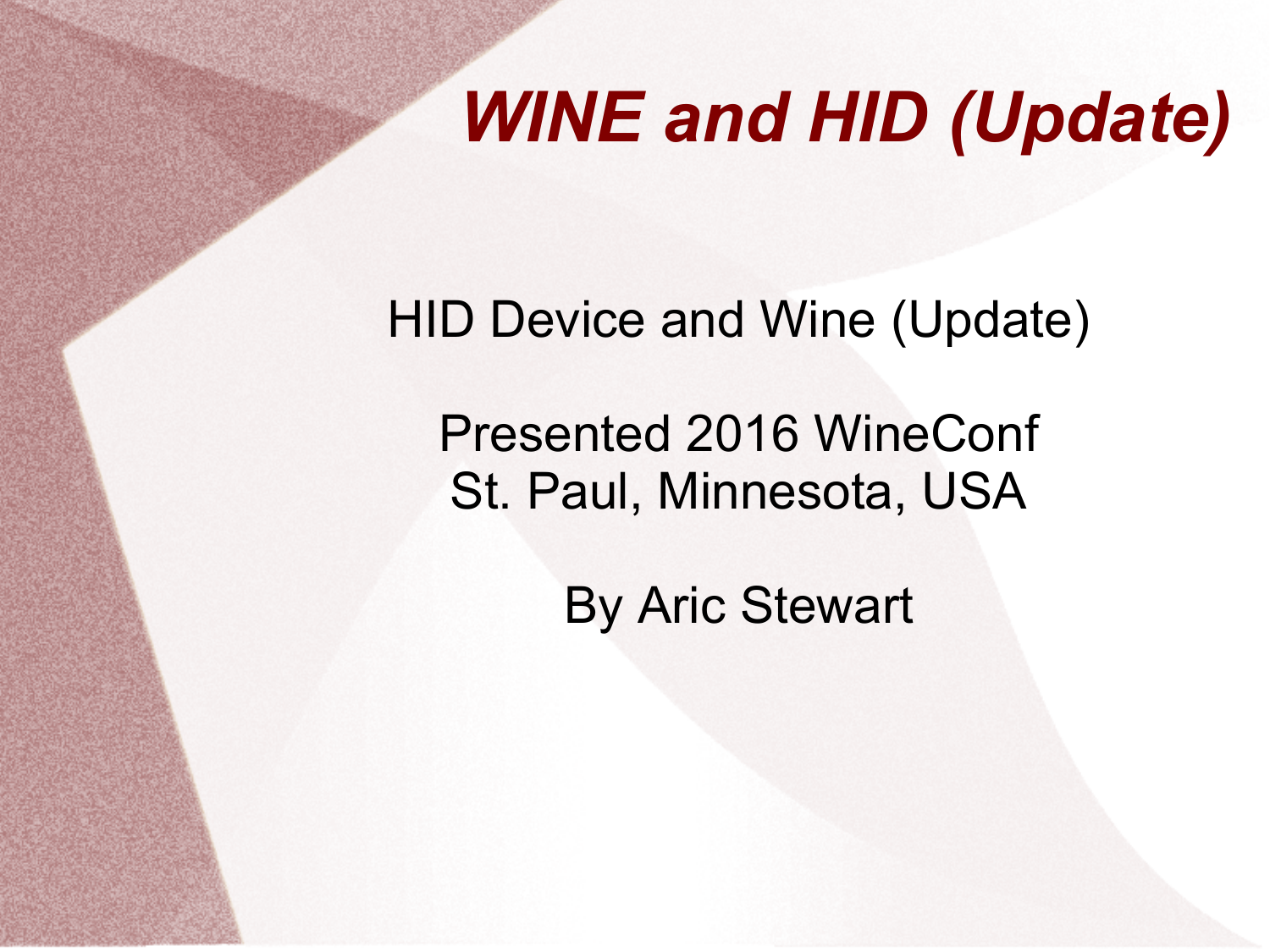# *WINE and HID (Update)*

HID Device and Wine (Update)

Presented 2016 WineConf
St. Paul, Minnesota, USA

By Aric Stewart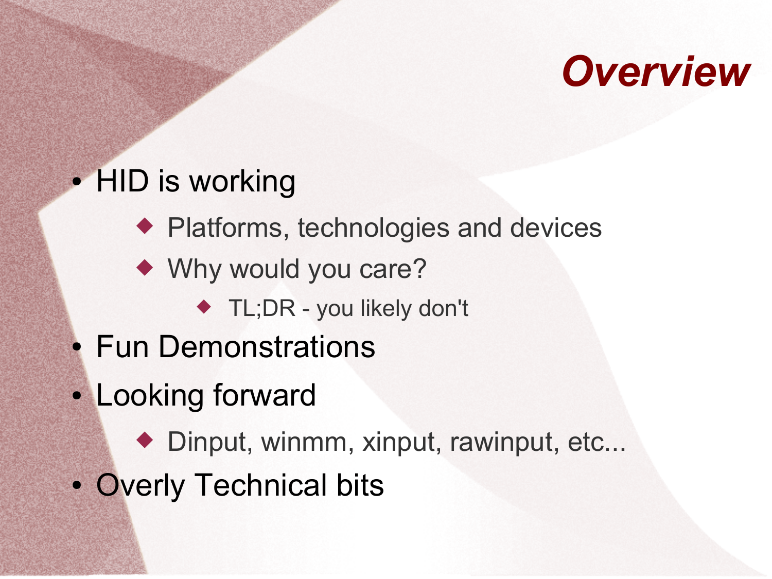# *Overview*

- HID is working
  - Platforms, technologies and devices
  - Why would you care?
    - TL;DR - you likely don't
- Fun Demonstrations
- Looking forward
  - Dinput, winmm, xinput, rawinput, etc...
- Overly Technical bits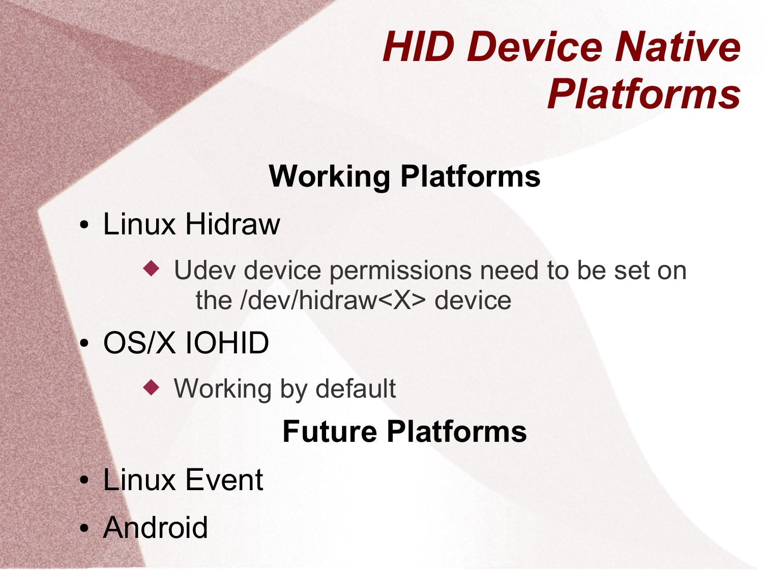# *HID Device Native Platforms*

## Working Platforms

- Linux Hidraw
  - Udev device permissions need to be set on the /dev/hidraw<X> device
- OS/X IOHID
  - Working by default

## Future Platforms

- Linux Event
- Android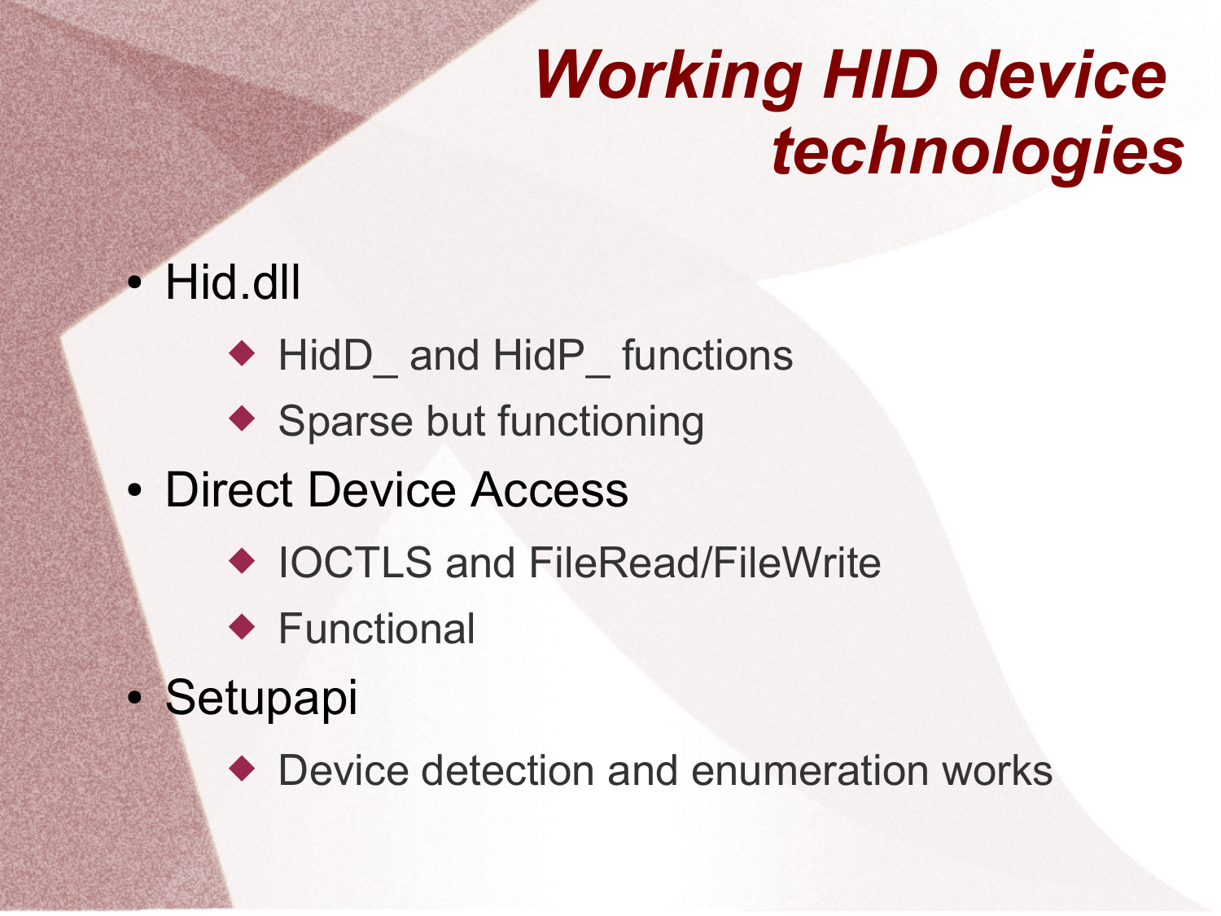# *Working HID device technologies*

- Hid.dll
  - HidD_ and HidP_ functions
  - Sparse but functioning
- Direct Device Access
  - IOCTLS and FileRead/FileWrite
  - Functional
- Setupapi
  - Device detection and enumeration works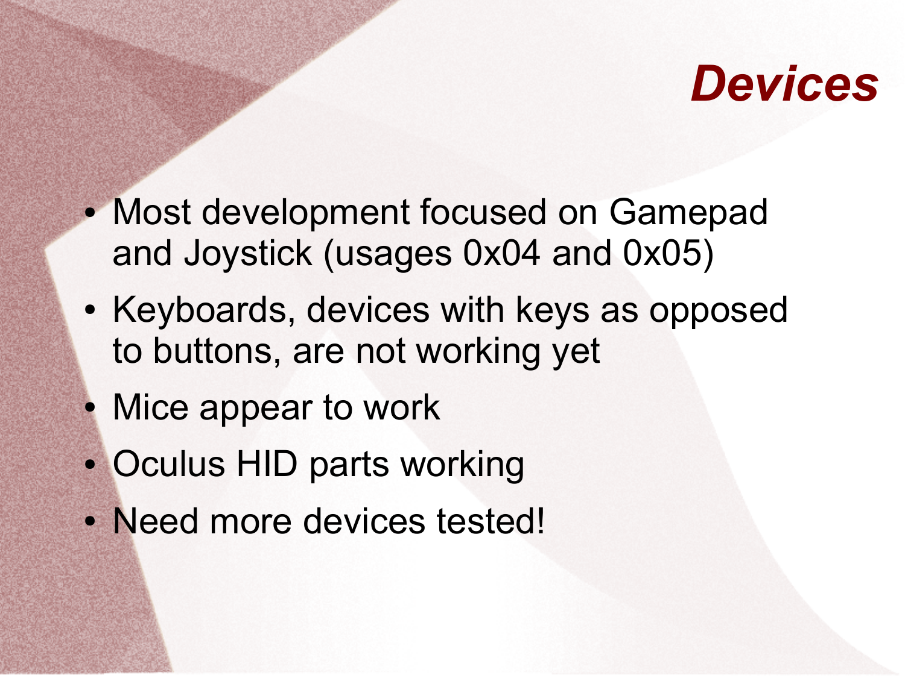# *Devices*

- Most development focused on Gamepad and Joystick (usages 0x04 and 0x05)
- Keyboards, devices with keys as opposed to buttons, are not working yet
- Mice appear to work
- Oculus HID parts working
- Need more devices tested!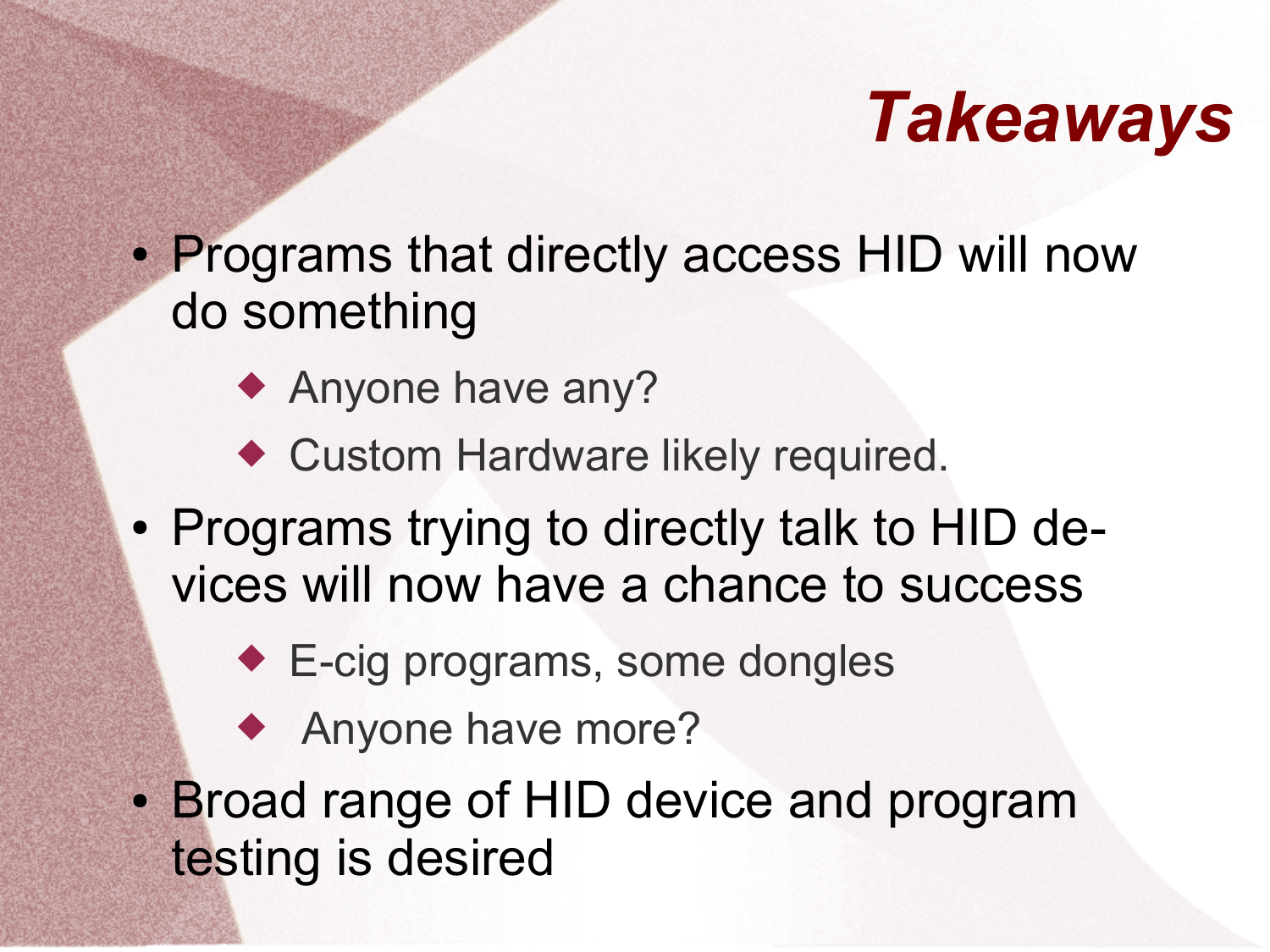# Takeaways

- Programs that directly access HID will now do something
  - Anyone have any?
  - Custom Hardware likely required.
- Programs trying to directly talk to HID devices will now have a chance to success
  - E-cig programs, some dongles
  - Anyone have more?
- Broad range of HID device and program testing is desired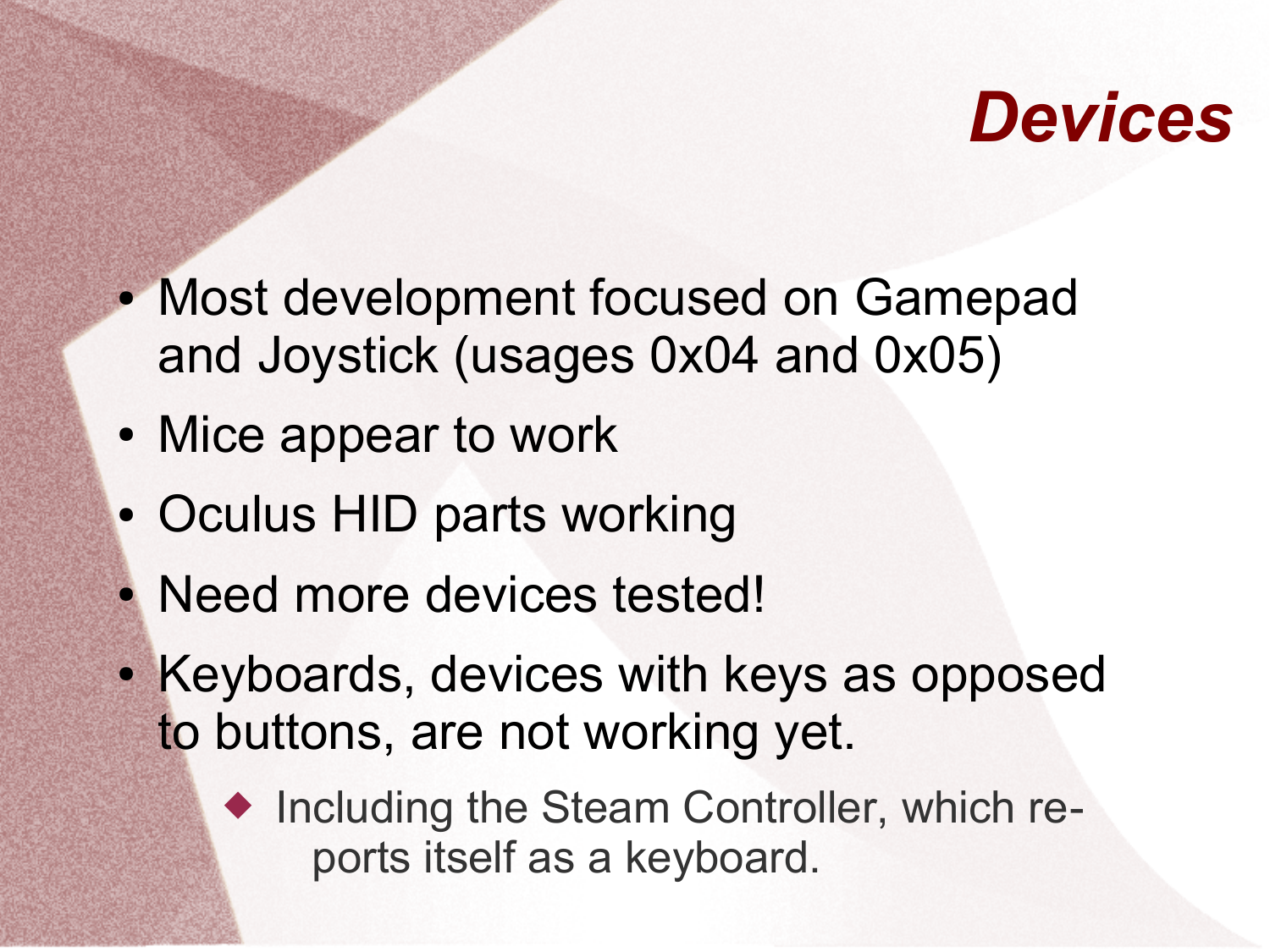# Devices

- Most development focused on Gamepad and Joystick (usages 0x04 and 0x05)
- Mice appear to work
- Oculus HID parts working
- Need more devices tested!
- Keyboards, devices with keys as opposed to buttons, are not working yet.
  - Including the Steam Controller, which reports itself as a keyboard.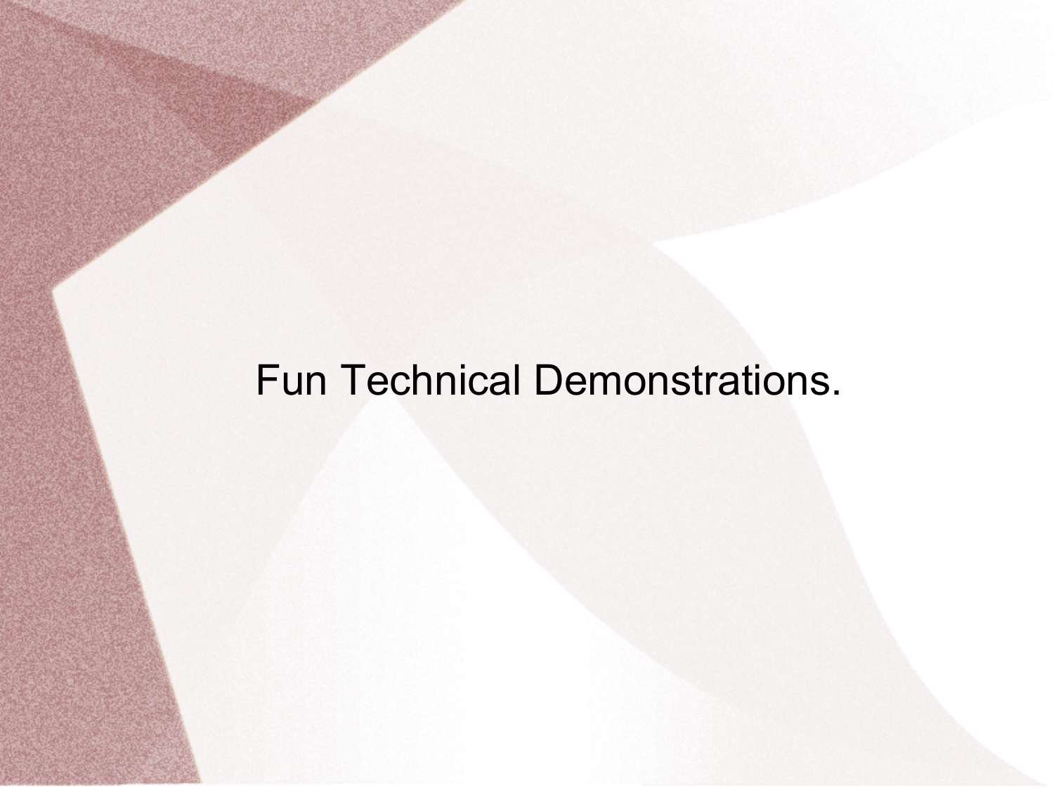Fun Technical Demonstrations.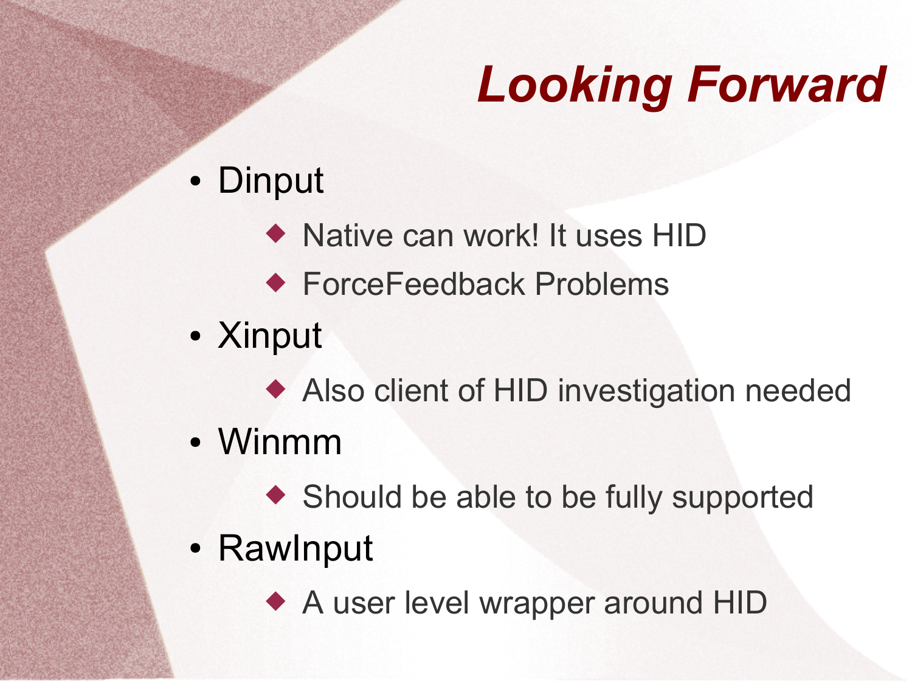# Looking Forward

- Dinput
  - Native can work! It uses HID
  - ForceFeedback Problems
- Xinput
  - Also client of HID investigation needed
- Winmm
  - Should be able to be fully supported
- RawInput
  - A user level wrapper around HID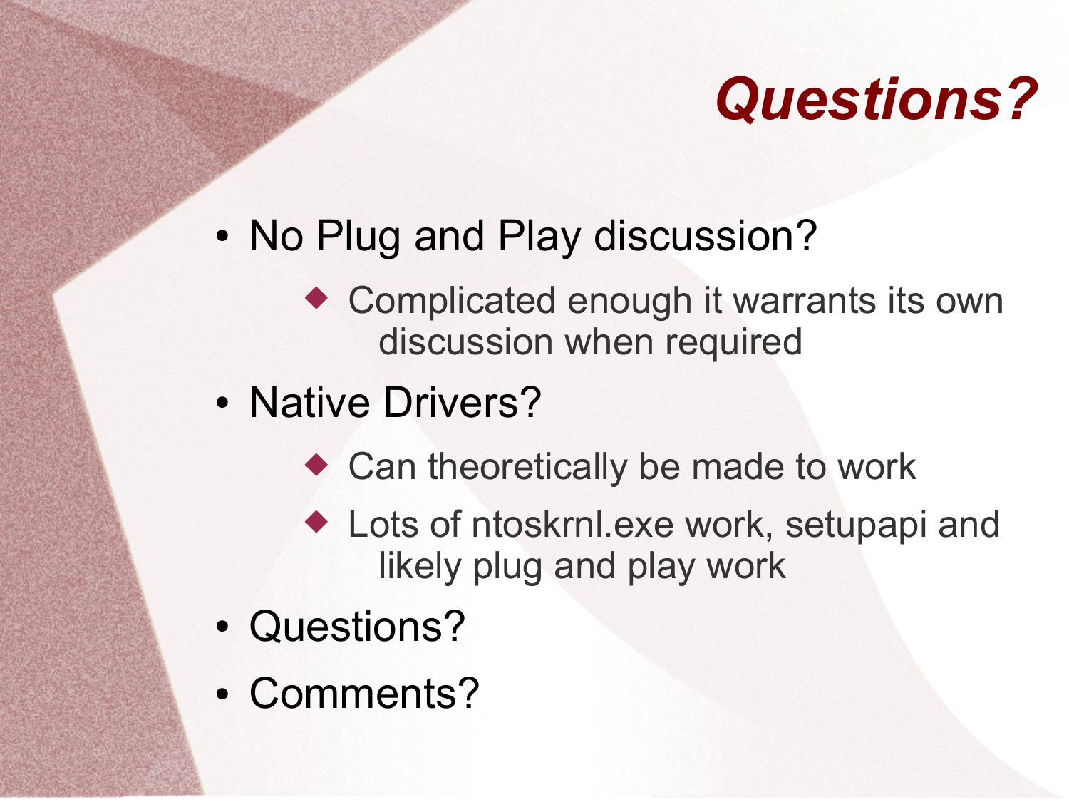# *Questions?*

- No Plug and Play discussion?
  - Complicated enough it warrants its own discussion when required
- Native Drivers?
  - Can theoretically be made to work
  - Lots of ntoskrnl.exe work, setupapi and likely plug and play work
- Questions?
- Comments?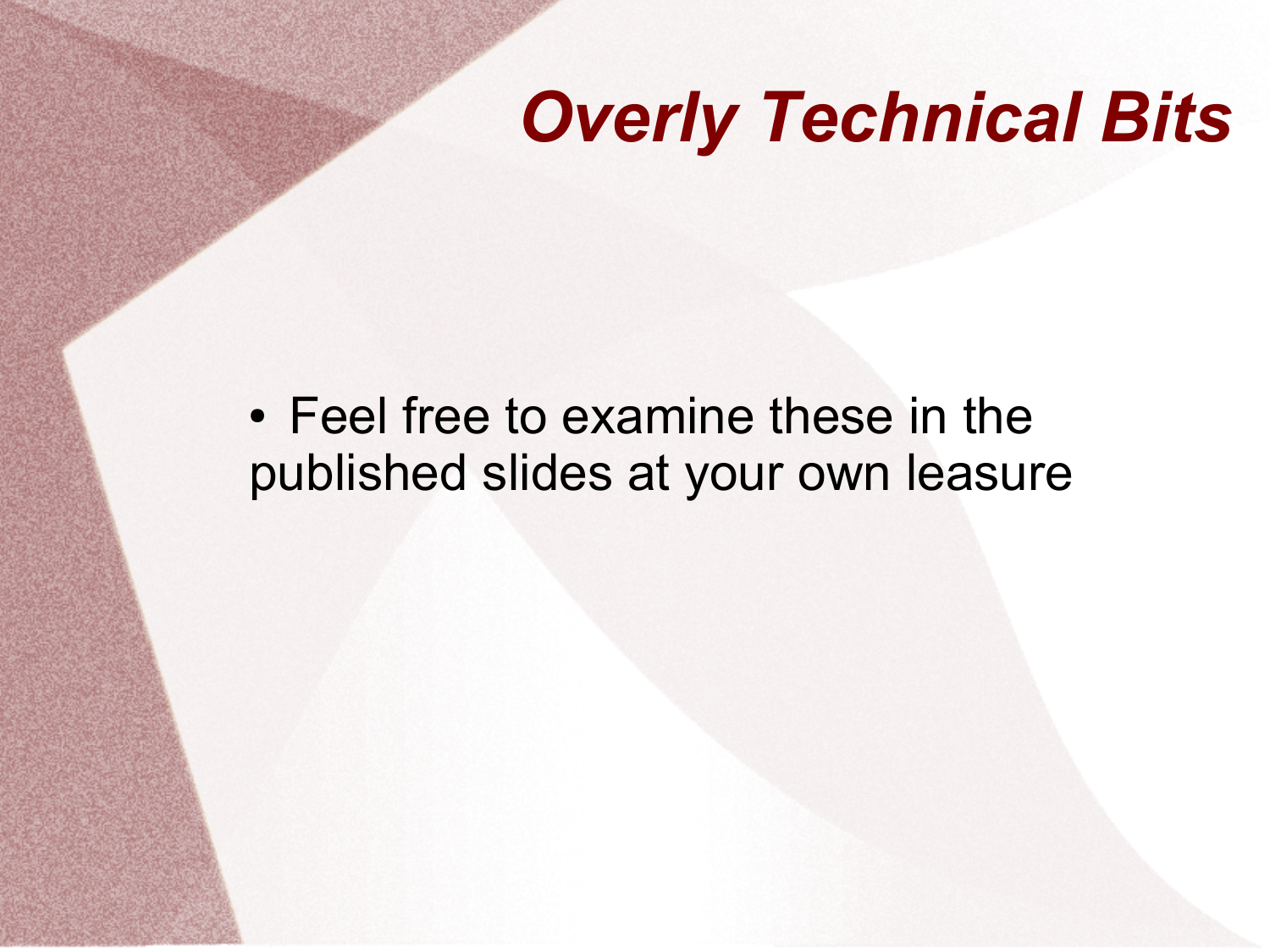# *Overly Technical Bits*

- Feel free to examine these in the published slides at your own leasure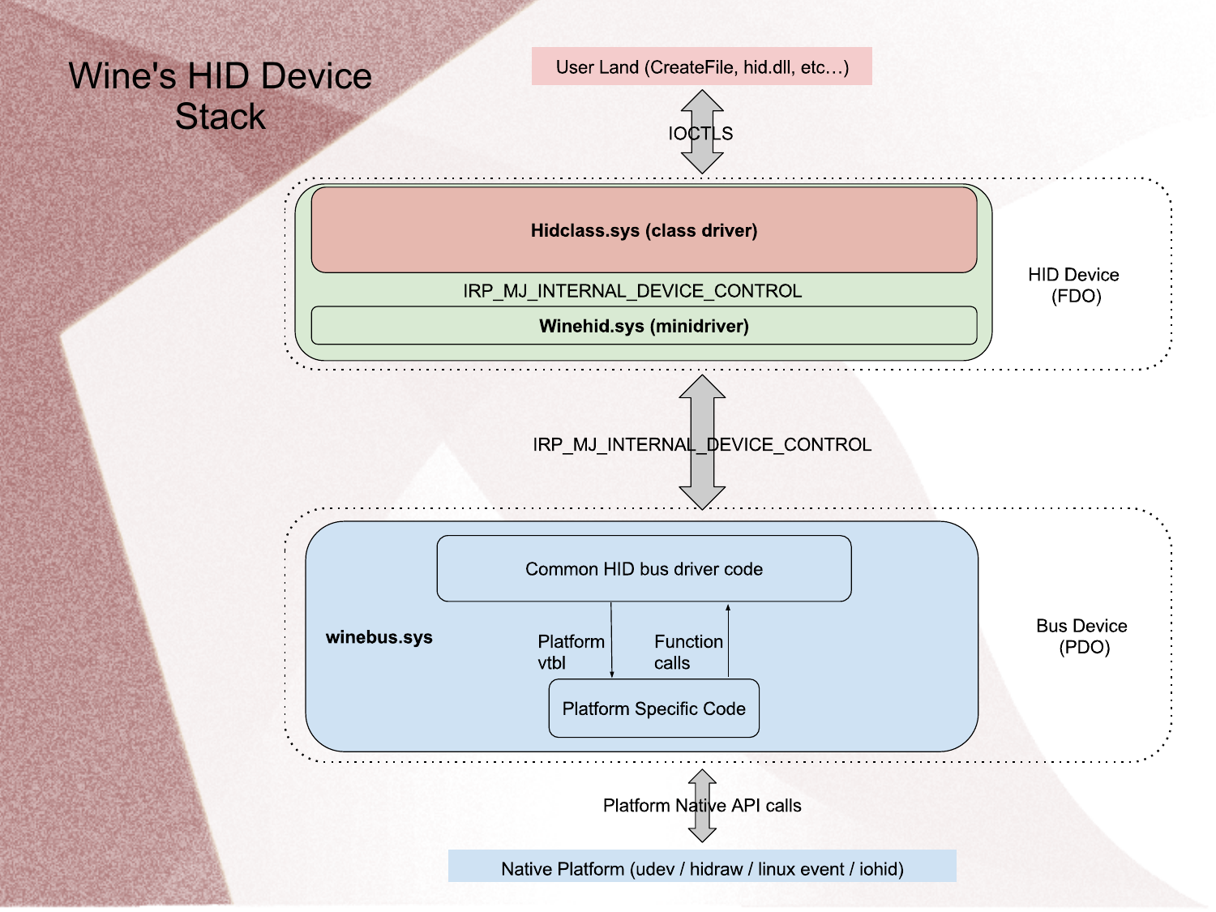# Wine's HID Device Stack

User Land (CreateFile, hid.dll, etc…)

IOCTLS

**Hidclass.sys (class driver)**

IRP_MJ_INTERNAL_DEVICE_CONTROL

**Winehid.sys (minidriver)**

HID Device (FDO)

IRP_MJ_INTERNAL_DEVICE_CONTROL

Common HID bus driver code

**winebus.sys**

Platform vtbl

Function calls

Platform Specific Code

Bus Device (PDO)

Platform Native API calls

Native Platform (udev / hidraw / linux event / iohid)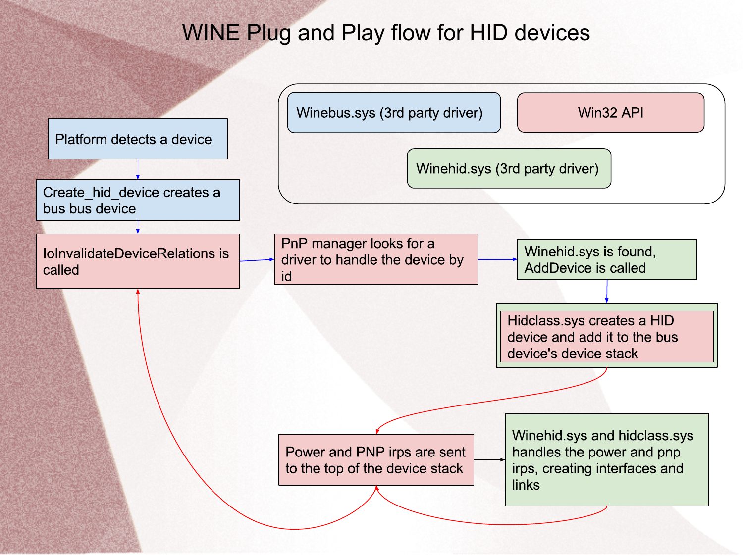# WINE Plug and Play flow for HID devices

Winebus.sys (3rd party driver)

Win32 API

Winehid.sys (3rd party driver)

Platform detects a device

Create_hid_device creates a bus bus device

IoInvalidateDeviceRelations is called

PnP manager looks for a driver to handle the device by id

Winehid.sys is found, AddDevice is called

Hidclass.sys creates a HID device and add it to the bus device's device stack

Power and PNP irps are sent to the top of the device stack

Winehid.sys and hidclass.sys handles the power and pnp irps, creating interfaces and links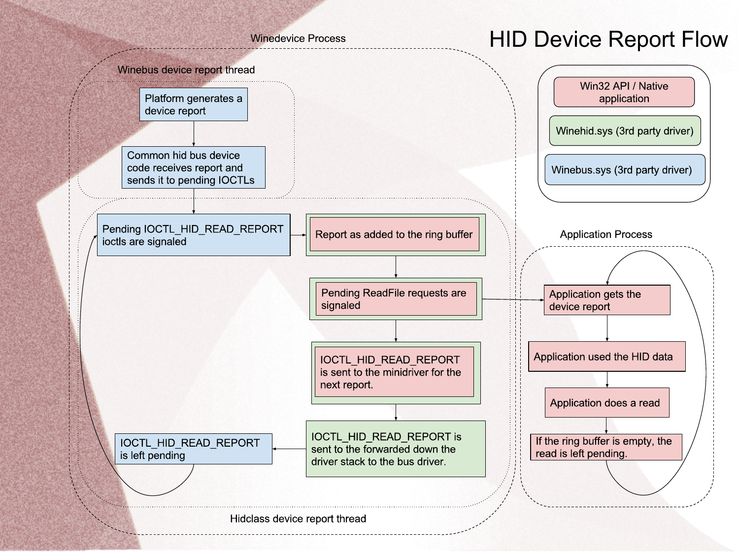# HID Device Report Flow

**Legend:**

- Win32 API / Native application
- Winehid.sys (3rd party driver)
- Winebus.sys (3rd party driver)

## Winedevice Process

### Winebus device report thread

- Platform generates a device report
- Common hid bus device code receives report and sends it to pending IOCTLs

### Hidclass device report thread

- Pending IOCTL_HID_READ_REPORT ioctls are signaled
- Report as added to the ring buffer
- Pending ReadFile requests are signaled
- IOCTL_HID_READ_REPORT is sent to the minidriver for the next report.
- IOCTL_HID_READ_REPORT is sent to the forwarded down the driver stack to the bus driver.
- IOCTL_HID_READ_REPORT is left pending

## Application Process

- Application gets the device report
- Application used the HID data
- Application does a read
- If the ring buffer is empty, the read is left pending.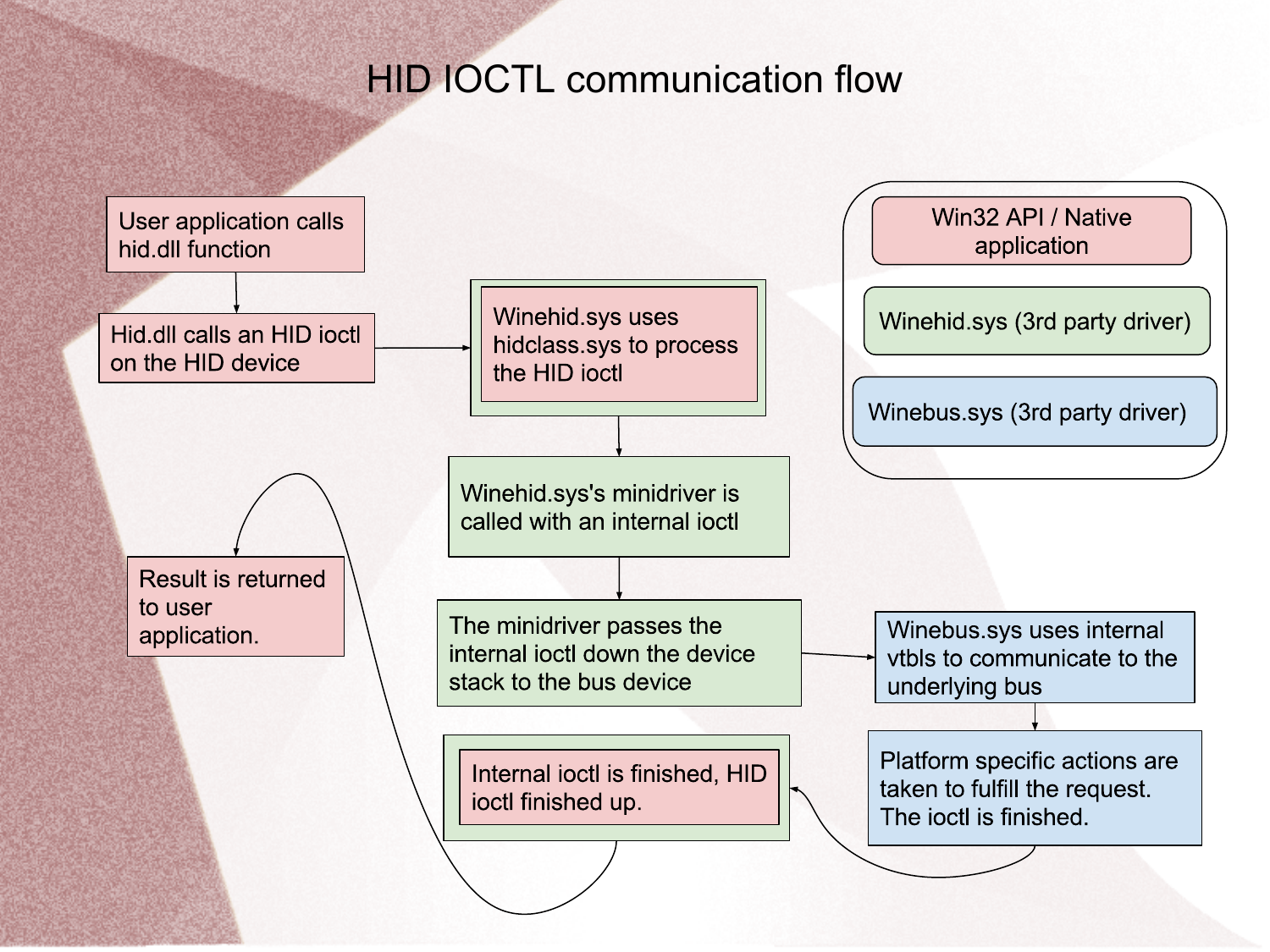# HID IOCTL communication flow

User application calls hid.dll function

Hid.dll calls an HID ioctl on the HID device

Winehid.sys uses hidclass.sys to process the HID ioctl

Winehid.sys's minidriver is called with an internal ioctl

The minidriver passes the internal ioctl down the device stack to the bus device

Winebus.sys uses internal vtbls to communicate to the underlying bus

Platform specific actions are taken to fulfill the request. The ioctl is finished.

Internal ioctl is finished, HID ioctl finished up.

Result is returned to user application.

Win32 API / Native application

Winehid.sys (3rd party driver)

Winebus.sys (3rd party driver)